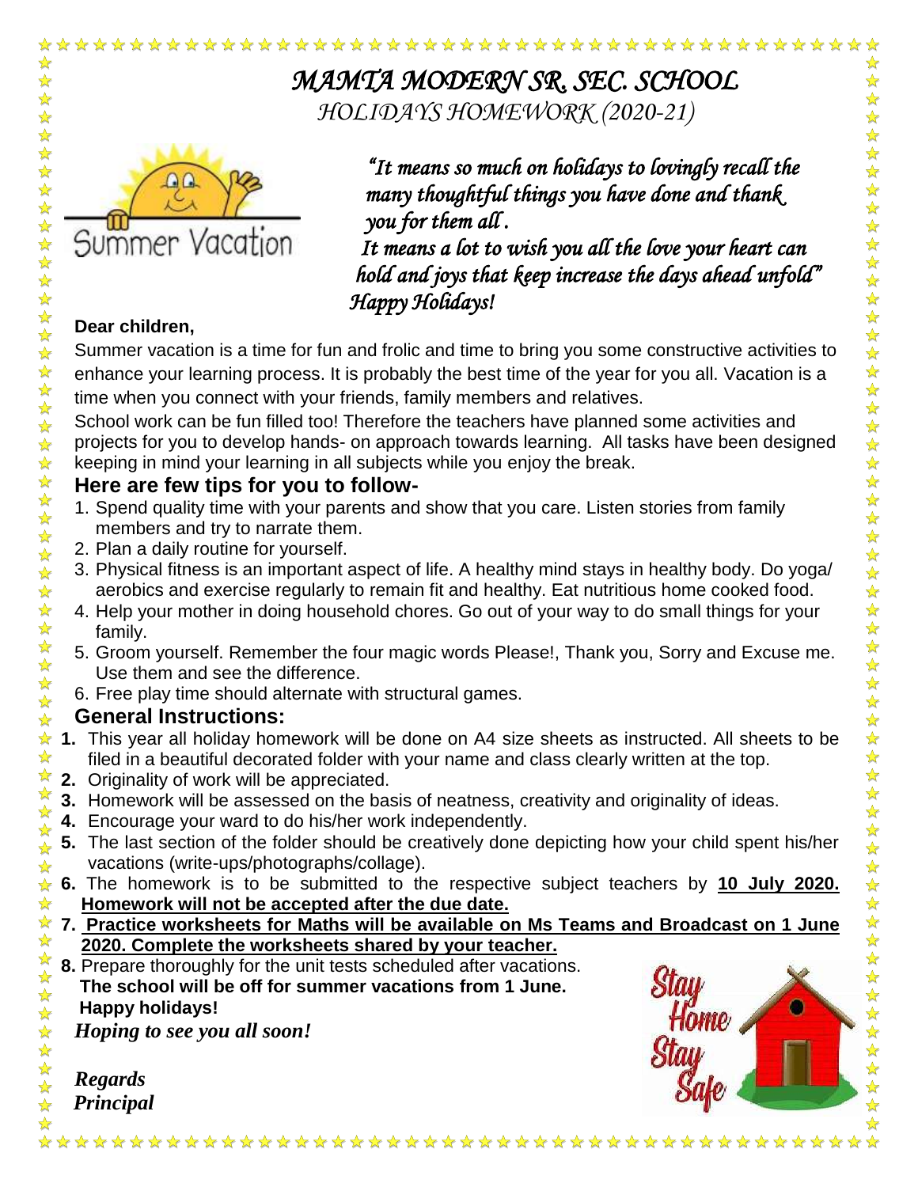# *MAMTA MODERN SR. SEC. SCHOOL*

## *HOLIDAYS HOMEWORK (2020-21)*

Summer Vacation

*"It means so much on holidays to lovingly recall the many thoughtful things you have done and thank you for them all .*
*It means a lot to wish you all the love your heart can hold and joys that keep increase the days ahead unfold"*
*Happy Holidays!*

**Dear children,**

Summer vacation is a time for fun and frolic and time to bring you some constructive activities to enhance your learning process. It is probably the best time of the year for you all. Vacation is a time when you connect with your friends, family members and relatives.

School work can be fun filled too! Therefore the teachers have planned some activities and projects for you to develop hands- on approach towards learning. All tasks have been designed keeping in mind your learning in all subjects while you enjoy the break.

### Here are few tips for you to follow-

1. Spend quality time with your parents and show that you care. Listen stories from family members and try to narrate them.
2. Plan a daily routine for yourself.
3. Physical fitness is an important aspect of life. A healthy mind stays in healthy body. Do yoga/ aerobics and exercise regularly to remain fit and healthy. Eat nutritious home cooked food.
4. Help your mother in doing household chores. Go out of your way to do small things for your family.
5. Groom yourself. Remember the four magic words Please!, Thank you, Sorry and Excuse me. Use them and see the difference.
6. Free play time should alternate with structural games.

### General Instructions:

1. This year all holiday homework will be done on A4 size sheets as instructed. All sheets to be filed in a beautiful decorated folder with your name and class clearly written at the top.
2. Originality of work will be appreciated.
3. Homework will be assessed on the basis of neatness, creativity and originality of ideas.
4. Encourage your ward to do his/her work independently.
5. The last section of the folder should be creatively done depicting how your child spent his/her vacations (write-ups/photographs/collage).
6. The homework is to be submitted to the respective subject teachers by **10 July 2020. Homework will not be accepted after the due date.**
7. **Practice worksheets for Maths will be available on Ms Teams and Broadcast on 1 June 2020. Complete the worksheets shared by your teacher.**
8. Prepare thoroughly for the unit tests scheduled after vacations.

**The school will be off for summer vacations from 1 June.**
**Happy holidays!**

***Hoping to see you all soon!***

Stay Home Stay Safe

***Regards***
***Principal***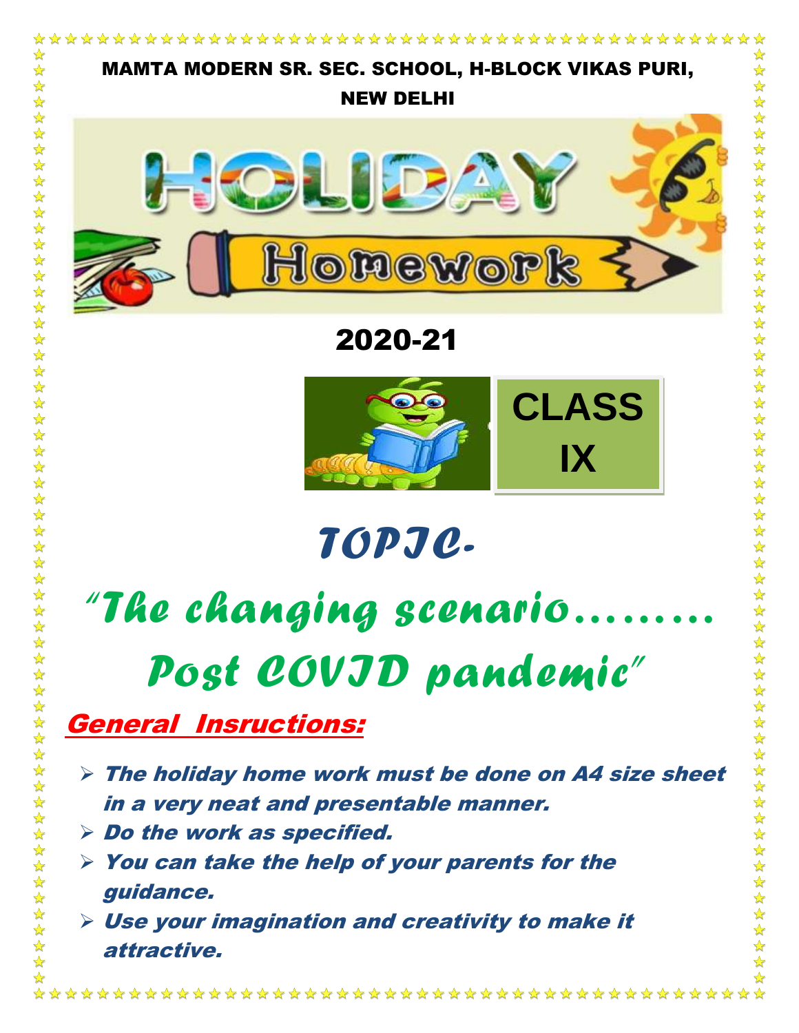MAMTA MODERN SR. SEC. SCHOOL, H-BLOCK VIKAS PURI, NEW DELHI

# HOLIDAY Homework

## 2020-21

## CLASS IX

# *TOPIC-*

# *"The changing scenario……… Post COVID pandemic"*

## General Insructions:

- ***The holiday home work must be done on A4 size sheet in a very neat and presentable manner.***
- ***Do the work as specified.***
- ***You can take the help of your parents for the guidance.***
- ***Use your imagination and creativity to make it attractive.***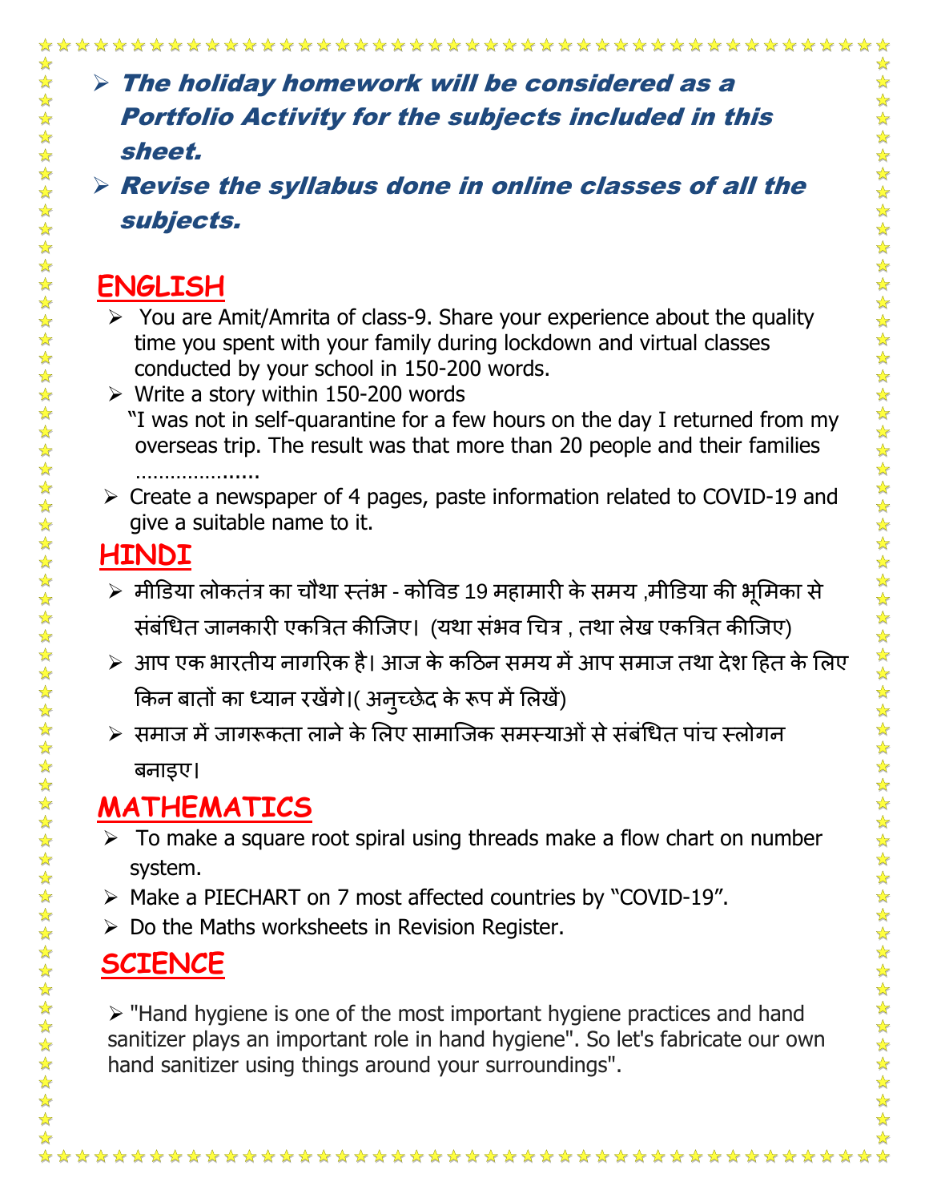- ***The holiday homework will be considered as a Portfolio Activity for the subjects included in this sheet.***
- ***Revise the syllabus done in online classes of all the subjects.***

## ENGLISH

- You are Amit/Amrita of class-9. Share your experience about the quality time you spent with your family during lockdown and virtual classes conducted by your school in 150-200 words.
- Write a story within 150-200 words
  "I was not in self-quarantine for a few hours on the day I returned from my overseas trip. The result was that more than 20 people and their families ………………....
- Create a newspaper of 4 pages, paste information related to COVID-19 and give a suitable name to it.

## HINDI

- मीडिया लोकतंत्र का चौथा स्तंभ - कोविड 19 महामारी के समय ,मीडिया की भूमिका से संबंधित जानकारी एकत्रित कीजिए। (यथा संभव चित्र , तथा लेख एकत्रित कीजिए)
- आप एक भारतीय नागरिक है। आज के कठिन समय में आप समाज तथा देश हित के लिए किन बातों का ध्यान रखेंगे।( अनुच्छेद के रूप में लिखें)
- समाज में जागरूकता लाने के लिए सामाजिक समस्याओं से संबंधित पांच स्लोगन बनाइए।

## MATHEMATICS

- To make a square root spiral using threads make a flow chart on number system.
- Make a PIECHART on 7 most affected countries by "COVID-19".
- Do the Maths worksheets in Revision Register.

## SCIENCE

- "Hand hygiene is one of the most important hygiene practices and hand sanitizer plays an important role in hand hygiene". So let's fabricate our own hand sanitizer using things around your surroundings".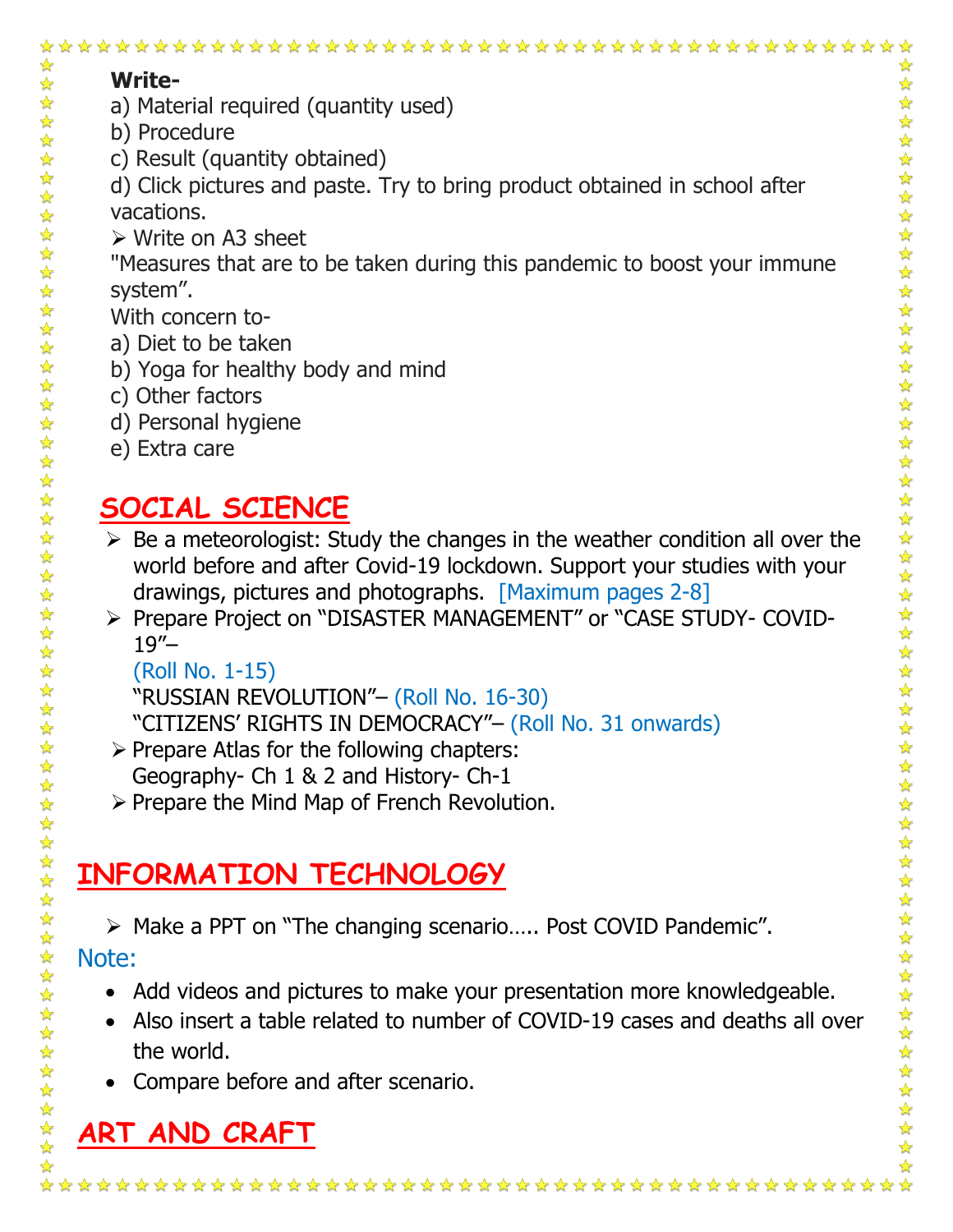**Write-**

a) Material required (quantity used)
b) Procedure
c) Result (quantity obtained)
d) Click pictures and paste. Try to bring product obtained in school after vacations.

- Write on A3 sheet

"Measures that are to be taken during this pandemic to boost your immune system".

With concern to-

a) Diet to be taken
b) Yoga for healthy body and mind
c) Other factors
d) Personal hygiene
e) Extra care

## SOCIAL SCIENCE

- Be a meteorologist: Study the changes in the weather condition all over the world before and after Covid-19 lockdown. Support your studies with your drawings, pictures and photographs. [Maximum pages 2-8]
- Prepare Project on "DISASTER MANAGEMENT" or "CASE STUDY- COVID-19"–
  (Roll No. 1-15)
  "RUSSIAN REVOLUTION"– (Roll No. 16-30)
  "CITIZENS' RIGHTS IN DEMOCRACY"– (Roll No. 31 onwards)
- Prepare Atlas for the following chapters:
  Geography- Ch 1 & 2 and History- Ch-1
- Prepare the Mind Map of French Revolution.

## INFORMATION TECHNOLOGY

- Make a PPT on "The changing scenario….. Post COVID Pandemic".

Note:

- Add videos and pictures to make your presentation more knowledgeable.
- Also insert a table related to number of COVID-19 cases and deaths all over the world.
- Compare before and after scenario.

## ART AND CRAFT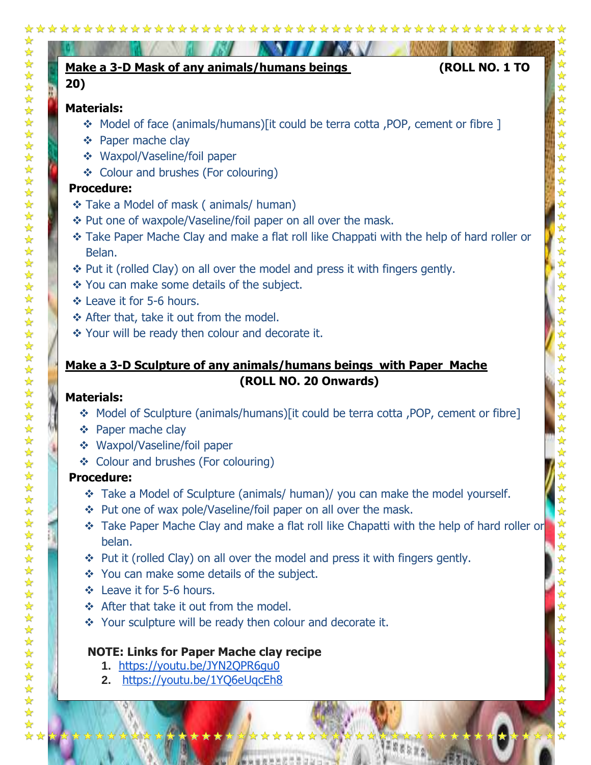## Make a 3-D Mask of any animals/humans beings (ROLL NO. 1 TO 20)

**Materials:**

- Model of face (animals/humans)[it could be terra cotta ,POP, cement or fibre ]
- Paper mache clay
- Waxpol/Vaseline/foil paper
- Colour and brushes (For colouring)

**Procedure:**

- Take a Model of mask ( animals/ human)
- Put one of waxpole/Vaseline/foil paper on all over the mask.
- Take Paper Mache Clay and make a flat roll like Chappati with the help of hard roller or Belan.
- Put it (rolled Clay) on all over the model and press it with fingers gently.
- You can make some details of the subject.
- Leave it for 5-6 hours.
- After that, take it out from the model.
- Your will be ready then colour and decorate it.

## Make a 3-D Sculpture of any animals/humans beings with Paper Mache (ROLL NO. 20 Onwards)

**Materials:**

- Model of Sculpture (animals/humans)[it could be terra cotta ,POP, cement or fibre]
- Paper mache clay
- Waxpol/Vaseline/foil paper
- Colour and brushes (For colouring)

**Procedure:**

- Take a Model of Sculpture (animals/ human)/ you can make the model yourself.
- Put one of wax pole/Vaseline/foil paper on all over the mask.
- Take Paper Mache Clay and make a flat roll like Chapatti with the help of hard roller or belan.
- Put it (rolled Clay) on all over the model and press it with fingers gently.
- You can make some details of the subject.
- Leave it for 5-6 hours.
- After that take it out from the model.
- Your sculpture will be ready then colour and decorate it.

**NOTE: Links for Paper Mache clay recipe**

1. https://youtu.be/JYN2QPR6gu0
2. https://youtu.be/1YQ6eUqcEh8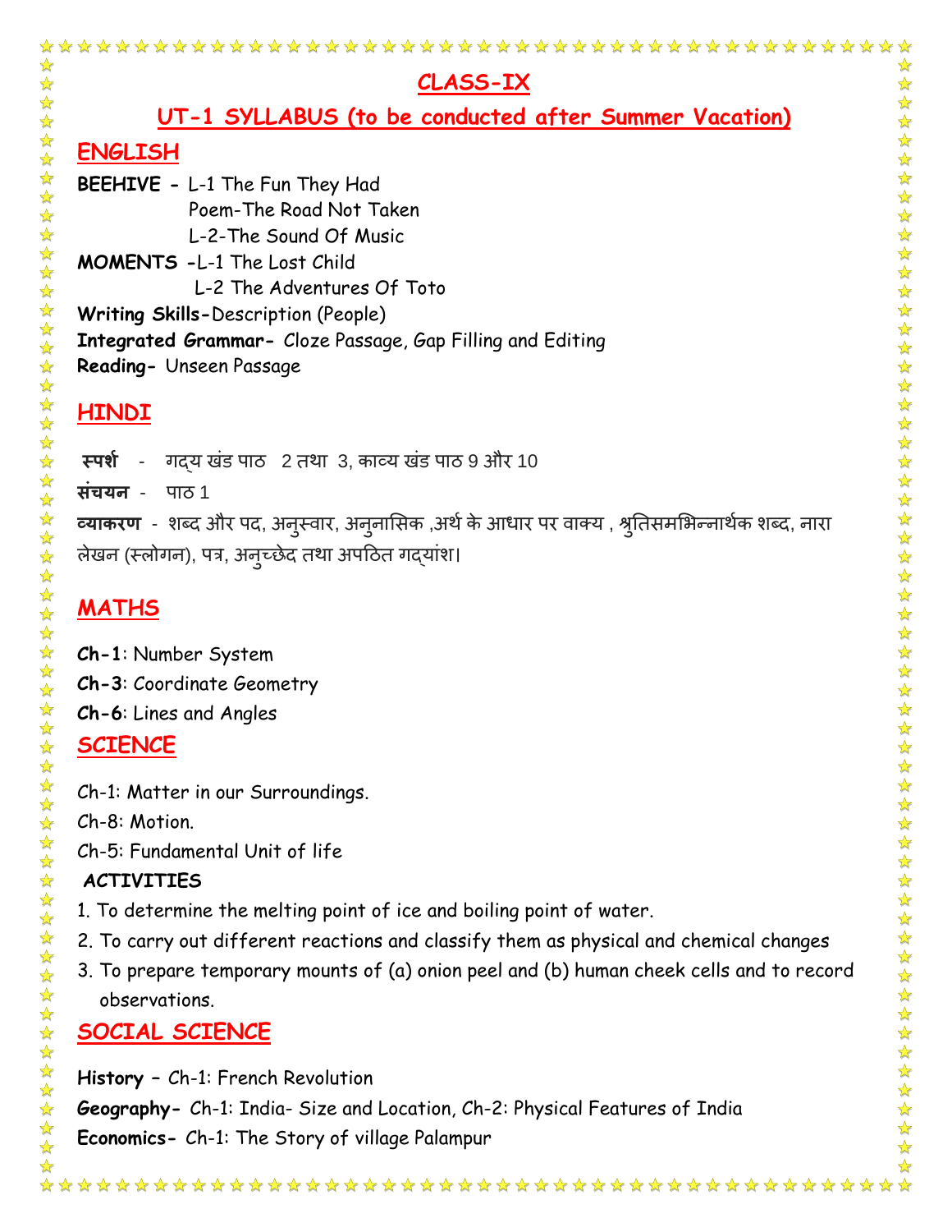# CLASS-IX

## UT-1 SYLLABUS (to be conducted after Summer Vacation)

### ENGLISH

**BEEHIVE -** L-1 The Fun They Had
Poem-The Road Not Taken
L-2-The Sound Of Music

**MOMENTS -**L-1 The Lost Child
L-2 The Adventures Of Toto

**Writing Skills-**Description (People)

**Integrated Grammar-** Cloze Passage, Gap Filling and Editing

**Reading-** Unseen Passage

### HINDI

**स्पर्श** - गद्य खंड पाठ 2 तथा 3, काव्य खंड पाठ 9 और 10

**संचयन** - पाठ 1

**व्याकरण** - शब्द और पद, अनुस्वार, अनुनासिक ,अर्थ के आधार पर वाक्य , श्रुतिसमभिन्नार्थक शब्द, नारा लेखन (स्लोगन), पत्र, अनुच्छेद तथा अपठित गद्यांश।

### MATHS

**Ch-1**: Number System
**Ch-3**: Coordinate Geometry
**Ch-6**: Lines and Angles

### SCIENCE

Ch-1: Matter in our Surroundings.
Ch-8: Motion.
Ch-5: Fundamental Unit of life

**ACTIVITIES**

1. To determine the melting point of ice and boiling point of water.
2. To carry out different reactions and classify them as physical and chemical changes
3. To prepare temporary mounts of (a) onion peel and (b) human cheek cells and to record observations.

### SOCIAL SCIENCE

**History –** Ch-1: French Revolution
**Geography-** Ch-1: India- Size and Location, Ch-2: Physical Features of India
**Economics-** Ch-1: The Story of village Palampur